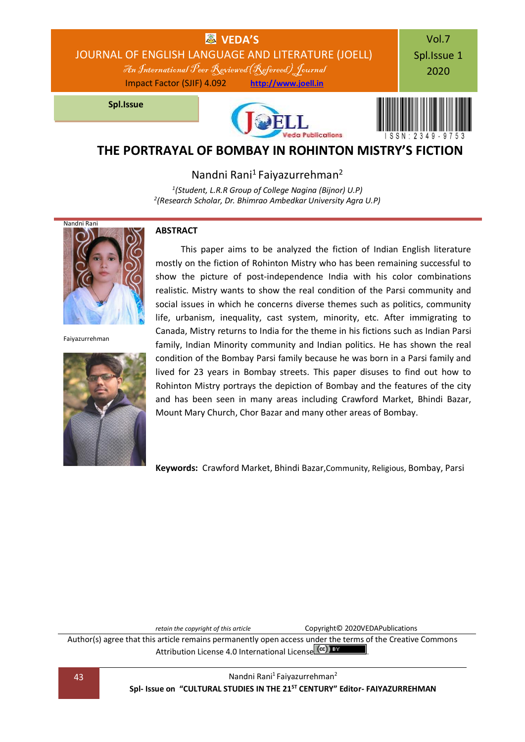# THE PORTRAYAL OF BOMBAY IN ROHINTON MISTRY'S FICTION

Nandni Rani[1] Faiyazurrehman[2]

*[1](Student, L.R.R Group of College Nagina (Bijnor) U.P)*
*[2](Research Scholar, Dr. Bhimrao Ambedkar University Agra U.P)*

Nandni Rani

Faiyazurrehman

## ABSTRACT

This paper aims to be analyzed the fiction of Indian English literature mostly on the fiction of Rohinton Mistry who has been remaining successful to show the picture of post-independence India with his color combinations realistic. Mistry wants to show the real condition of the Parsi community and social issues in which he concerns diverse themes such as politics, community life, urbanism, inequality, cast system, minority, etc. After immigrating to Canada, Mistry returns to India for the theme in his fictions such as Indian Parsi family, Indian Minority community and Indian politics. He has shown the real condition of the Bombay Parsi family because he was born in a Parsi family and lived for 23 years in Bombay streets. This paper disuses to find out how to Rohinton Mistry portrays the depiction of Bombay and the features of the city and has been seen in many areas including Crawford Market, Bhindi Bazar, Mount Mary Church, Chor Bazar and many other areas of Bombay.

**Keywords:** Crawford Market, Bhindi Bazar, Community, Religious, Bombay, Parsi

*retain the copyright of this article* Copyright© 2020VEDAPublications

Author(s) agree that this article remains permanently open access under the terms of the Creative Commons Attribution License 4.0 International License.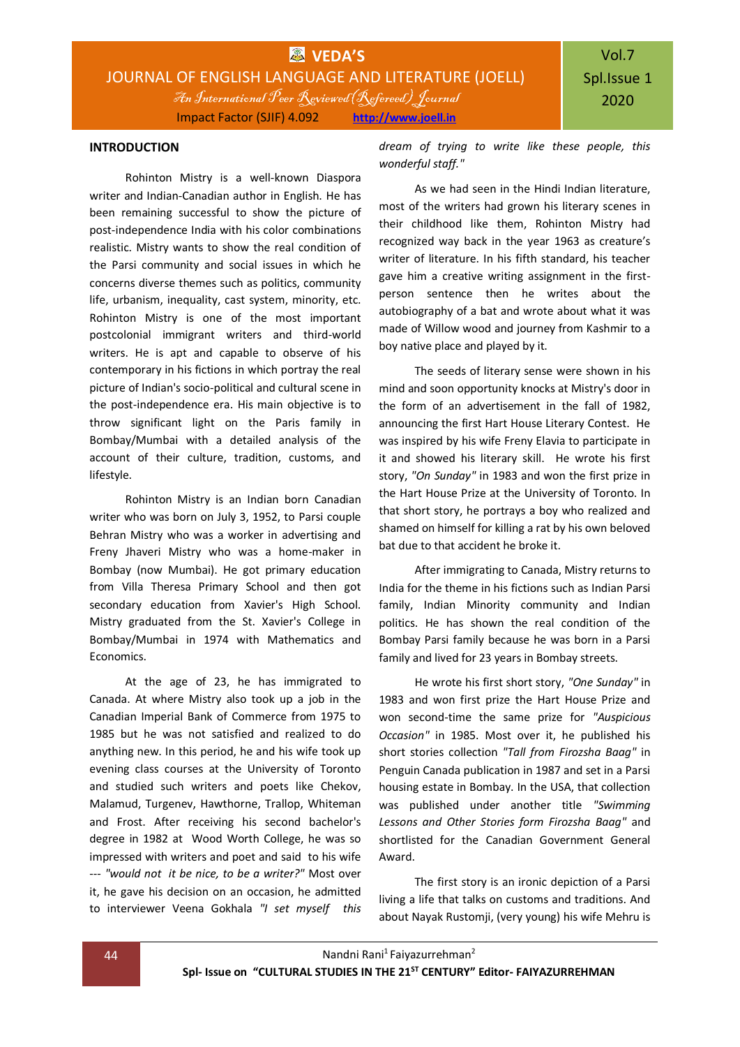## INTRODUCTION

Rohinton Mistry is a well-known Diaspora writer and Indian-Canadian author in English. He has been remaining successful to show the picture of post-independence India with his color combinations realistic. Mistry wants to show the real condition of the Parsi community and social issues in which he concerns diverse themes such as politics, community life, urbanism, inequality, cast system, minority, etc. Rohinton Mistry is one of the most important postcolonial immigrant writers and third-world writers. He is apt and capable to observe of his contemporary in his fictions in which portray the real picture of Indian's socio-political and cultural scene in the post-independence era. His main objective is to throw significant light on the Paris family in Bombay/Mumbai with a detailed analysis of the account of their culture, tradition, customs, and lifestyle.

Rohinton Mistry is an Indian born Canadian writer who was born on July 3, 1952, to Parsi couple Behran Mistry who was a worker in advertising and Freny Jhaveri Mistry who was a home-maker in Bombay (now Mumbai). He got primary education from Villa Theresa Primary School and then got secondary education from Xavier's High School. Mistry graduated from the St. Xavier's College in Bombay/Mumbai in 1974 with Mathematics and Economics.

At the age of 23, he has immigrated to Canada. At where Mistry also took up a job in the Canadian Imperial Bank of Commerce from 1975 to 1985 but he was not satisfied and realized to do anything new. In this period, he and his wife took up evening class courses at the University of Toronto and studied such writers and poets like Chekov, Malamud, Turgenev, Hawthorne, Trallop, Whiteman and Frost. After receiving his second bachelor's degree in 1982 at Wood Worth College, he was so impressed with writers and poet and said to his wife --- *"would not it be nice, to be a writer?"* Most over it, he gave his decision on an occasion, he admitted to interviewer Veena Gokhala *"I set myself this dream of trying to write like these people, this wonderful staff."*

As we had seen in the Hindi Indian literature, most of the writers had grown his literary scenes in their childhood like them, Rohinton Mistry had recognized way back in the year 1963 as creature's writer of literature. In his fifth standard, his teacher gave him a creative writing assignment in the first-person sentence then he writes about the autobiography of a bat and wrote about what it was made of Willow wood and journey from Kashmir to a boy native place and played by it.

The seeds of literary sense were shown in his mind and soon opportunity knocks at Mistry's door in the form of an advertisement in the fall of 1982, announcing the first Hart House Literary Contest. He was inspired by his wife Freny Elavia to participate in it and showed his literary skill. He wrote his first story, *"On Sunday"* in 1983 and won the first prize in the Hart House Prize at the University of Toronto. In that short story, he portrays a boy who realized and shamed on himself for killing a rat by his own beloved bat due to that accident he broke it.

After immigrating to Canada, Mistry returns to India for the theme in his fictions such as Indian Parsi family, Indian Minority community and Indian politics. He has shown the real condition of the Bombay Parsi family because he was born in a Parsi family and lived for 23 years in Bombay streets.

He wrote his first short story, *"One Sunday"* in 1983 and won first prize the Hart House Prize and won second-time the same prize for *"Auspicious Occasion"* in 1985. Most over it, he published his short stories collection *"Tall from Firozsha Baag"* in Penguin Canada publication in 1987 and set in a Parsi housing estate in Bombay. In the USA, that collection was published under another title *"Swimming Lessons and Other Stories form Firozsha Baag"* and shortlisted for the Canadian Government General Award.

The first story is an ironic depiction of a Parsi living a life that talks on customs and traditions. And about Nayak Rustomji, (very young) his wife Mehru is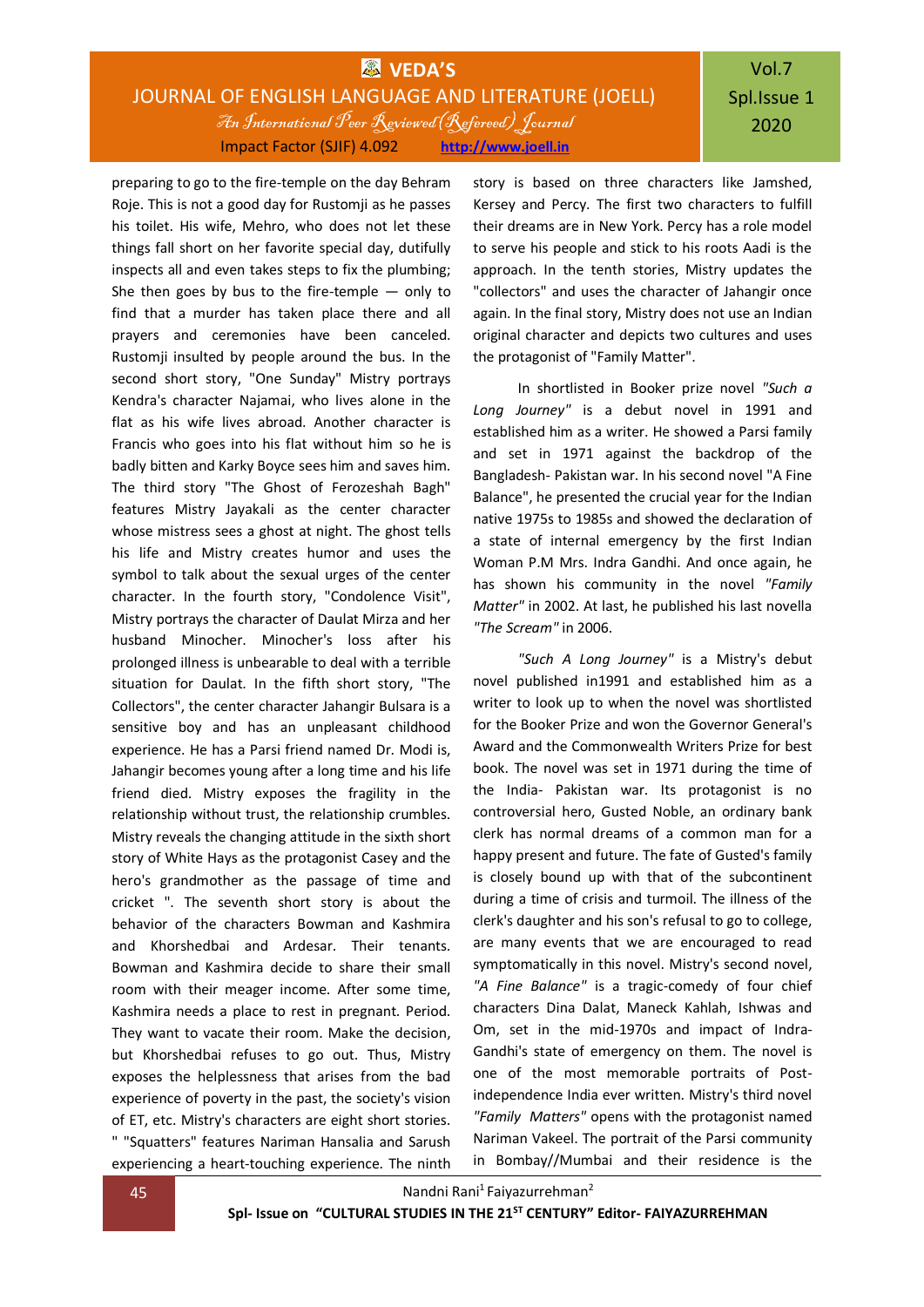preparing to go to the fire-temple on the day Behram Roje. This is not a good day for Rustomji as he passes his toilet. His wife, Mehro, who does not let these things fall short on her favorite special day, dutifully inspects all and even takes steps to fix the plumbing; She then goes by bus to the fire-temple — only to find that a murder has taken place there and all prayers and ceremonies have been canceled. Rustomji insulted by people around the bus. In the second short story, "One Sunday" Mistry portrays Kendra's character Najamai, who lives alone in the flat as his wife lives abroad. Another character is Francis who goes into his flat without him so he is badly bitten and Karky Boyce sees him and saves him. The third story "The Ghost of Ferozeshah Bagh" features Mistry Jayakali as the center character whose mistress sees a ghost at night. The ghost tells his life and Mistry creates humor and uses the symbol to talk about the sexual urges of the center character. In the fourth story, "Condolence Visit", Mistry portrays the character of Daulat Mirza and her husband Minocher. Minocher's loss after his prolonged illness is unbearable to deal with a terrible situation for Daulat. In the fifth short story, "The Collectors", the center character Jahangir Bulsara is a sensitive boy and has an unpleasant childhood experience. He has a Parsi friend named Dr. Modi is, Jahangir becomes young after a long time and his life friend died. Mistry exposes the fragility in the relationship without trust, the relationship crumbles. Mistry reveals the changing attitude in the sixth short story of White Hays as the protagonist Casey and the hero's grandmother as the passage of time and cricket ". The seventh short story is about the behavior of the characters Bowman and Kashmira and Khorshedbai and Ardesar. Their tenants. Bowman and Kashmira decide to share their small room with their meager income. After some time, Kashmira needs a place to rest in pregnant. Period. They want to vacate their room. Make the decision, but Khorshedbai refuses to go out. Thus, Mistry exposes the helplessness that arises from the bad experience of poverty in the past, the society's vision of ET, etc. Mistry's characters are eight short stories. " "Squatters" features Nariman Hansalia and Sarush experiencing a heart-touching experience. The ninth story is based on three characters like Jamshed, Kersey and Percy. The first two characters to fulfill their dreams are in New York. Percy has a role model to serve his people and stick to his roots Aadi is the approach. In the tenth stories, Mistry updates the "collectors" and uses the character of Jahangir once again. In the final story, Mistry does not use an Indian original character and depicts two cultures and uses the protagonist of "Family Matter".

In shortlisted in Booker prize novel *"Such a Long Journey"* is a debut novel in 1991 and established him as a writer. He showed a Parsi family and set in 1971 against the backdrop of the Bangladesh- Pakistan war. In his second novel "A Fine Balance", he presented the crucial year for the Indian native 1975s to 1985s and showed the declaration of a state of internal emergency by the first Indian Woman P.M Mrs. Indra Gandhi. And once again, he has shown his community in the novel *"Family Matter"* in 2002. At last, he published his last novella *"The Scream"* in 2006.

*"Such A Long Journey"* is a Mistry's debut novel published in1991 and established him as a writer to look up to when the novel was shortlisted for the Booker Prize and won the Governor General's Award and the Commonwealth Writers Prize for best book. The novel was set in 1971 during the time of the India- Pakistan war. Its protagonist is no controversial hero, Gusted Noble, an ordinary bank clerk has normal dreams of a common man for a happy present and future. The fate of Gusted's family is closely bound up with that of the subcontinent during a time of crisis and turmoil. The illness of the clerk's daughter and his son's refusal to go to college, are many events that we are encouraged to read symptomatically in this novel. Mistry's second novel, *"A Fine Balance"* is a tragic-comedy of four chief characters Dina Dalat, Maneck Kahlah, Ishwas and Om, set in the mid-1970s and impact of Indra-Gandhi's state of emergency on them. The novel is one of the most memorable portraits of Post-independence India ever written. Mistry's third novel *"Family Matters"* opens with the protagonist named Nariman Vakeel. The portrait of the Parsi community in Bombay//Mumbai and their residence is the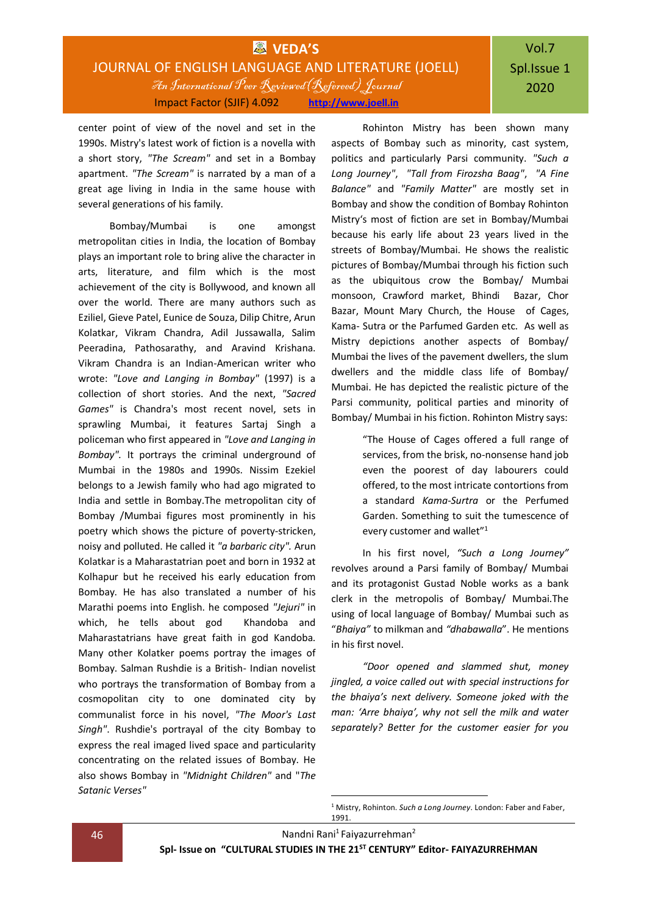center point of view of the novel and set in the 1990s. Mistry's latest work of fiction is a novella with a short story, *"The Scream"* and set in a Bombay apartment. *"The Scream"* is narrated by a man of a great age living in India in the same house with several generations of his family.

Bombay/Mumbai is one amongst metropolitan cities in India, the location of Bombay plays an important role to bring alive the character in arts, literature, and film which is the most achievement of the city is Bollywood, and known all over the world. There are many authors such as Eziliel, Gieve Patel, Eunice de Souza, Dilip Chitre, Arun Kolatkar, Vikram Chandra, Adil Jussawalla, Salim Peeradina, Pathosarathy, and Aravind Krishana. Vikram Chandra is an Indian-American writer who wrote: *"Love and Langing in Bombay"* (1997) is a collection of short stories. And the next, *"Sacred Games"* is Chandra's most recent novel, sets in sprawling Mumbai, it features Sartaj Singh a policeman who first appeared in *"Love and Langing in Bombay"*. It portrays the criminal underground of Mumbai in the 1980s and 1990s. Nissim Ezekiel belongs to a Jewish family who had ago migrated to India and settle in Bombay.The metropolitan city of Bombay /Mumbai figures most prominently in his poetry which shows the picture of poverty-stricken, noisy and polluted. He called it *"a barbaric city"*. Arun Kolatkar is a Maharastatrian poet and born in 1932 at Kolhapur but he received his early education from Bombay. He has also translated a number of his Marathi poems into English. he composed *"Jejuri"* in which, he tells about god Khandoba and Maharastatrians have great faith in god Kandoba. Many other Kolatker poems portray the images of Bombay. Salman Rushdie is a British- Indian novelist who portrays the transformation of Bombay from a cosmopolitan city to one dominated city by communalist force in his novel, *"The Moor's Last Singh"*. Rushdie's portrayal of the city Bombay to express the real imaged lived space and particularity concentrating on the related issues of Bombay. He also shows Bombay in *"Midnight Children"* and *"The Satanic Verses"*

Rohinton Mistry has been shown many aspects of Bombay such as minority, cast system, politics and particularly Parsi community. *"Such a Long Journey"*, *"Tall from Firozsha Baag"*, *"A Fine Balance"* and *"Family Matter"* are mostly set in Bombay and show the condition of Bombay Rohinton Mistry's most of fiction are set in Bombay/Mumbai because his early life about 23 years lived in the streets of Bombay/Mumbai. He shows the realistic pictures of Bombay/Mumbai through his fiction such as the ubiquitous crow the Bombay/ Mumbai monsoon, Crawford market, Bhindi Bazar, Chor Bazar, Mount Mary Church, the House of Cages, Kama- Sutra or the Parfumed Garden etc. As well as Mistry depictions another aspects of Bombay/ Mumbai the lives of the pavement dwellers, the slum dwellers and the middle class life of Bombay/ Mumbai. He has depicted the realistic picture of the Parsi community, political parties and minority of Bombay/ Mumbai in his fiction. Rohinton Mistry says:

> "The House of Cages offered a full range of services, from the brisk, no-nonsense hand job even the poorest of day labourers could offered, to the most intricate contortions from a standard *Kama-Surtra* or the Perfumed Garden. Something to suit the tumescence of every customer and wallet"[1]

In his first novel, *"Such a Long Journey"* revolves around a Parsi family of Bombay/ Mumbai and its protagonist Gustad Noble works as a bank clerk in the metropolis of Bombay/ Mumbai.The using of local language of Bombay/ Mumbai such as *"Bhaiya"* to milkman and *"dhabawalla"*. He mentions in his first novel.

*"Door opened and slammed shut, money jingled, a voice called out with special instructions for the bhaiya's next delivery. Someone joked with the man: 'Arre bhaiya', why not sell the milk and water separately? Better for the customer easier for you*

---

[1] Mistry, Rohinton. *Such a Long Journey*. London: Faber and Faber, 1991.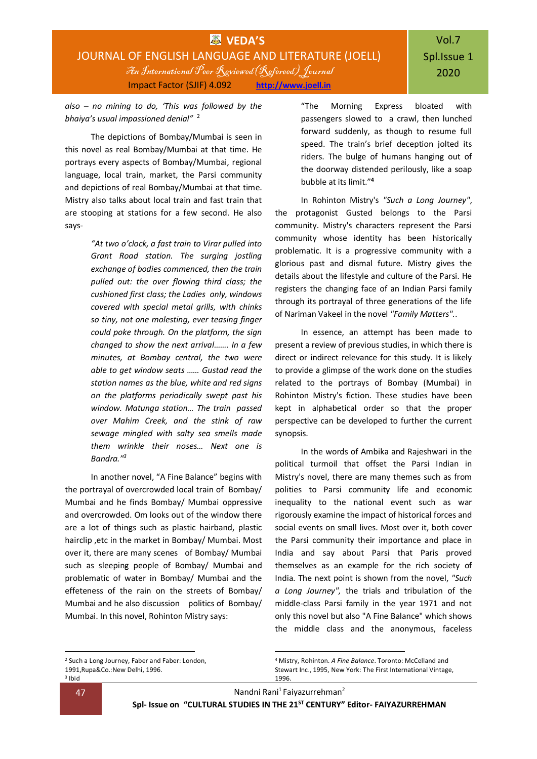*also – no mining to do, 'This was followed by the bhaiya's usual impassioned denial"* [2]

The depictions of Bombay/Mumbai is seen in this novel as real Bombay/Mumbai at that time. He portrays every aspects of Bombay/Mumbai, regional language, local train, market, the Parsi community and depictions of real Bombay/Mumbai at that time. Mistry also talks about local train and fast train that are stooping at stations for a few second. He also says-

> *"At two o'clock, a fast train to Virar pulled into Grant Road station. The surging jostling exchange of bodies commenced, then the train pulled out: the over flowing third class; the cushioned first class; the Ladies only, windows covered with special metal grills, with chinks so tiny, not one molesting, ever teasing finger could poke through. On the platform, the sign changed to show the next arrival……. In a few minutes, at Bombay central, the two were able to get window seats …… Gustad read the station names as the blue, white and red signs on the platforms periodically swept past his window. Matunga station… The train passed over Mahim Creek, and the stink of raw sewage mingled with salty sea smells made them wrinkle their noses… Next one is Bandra."*[3]

In another novel, "A Fine Balance" begins with the portrayal of overcrowded local train of Bombay/ Mumbai and he finds Bombay/ Mumbai oppressive and overcrowded. Om looks out of the window there are a lot of things such as plastic hairband, plastic hairclip ,etc in the market in Bombay/ Mumbai. Most over it, there are many scenes of Bombay/ Mumbai such as sleeping people of Bombay/ Mumbai and problematic of water in Bombay/ Mumbai and the effeteness of the rain on the streets of Bombay/ Mumbai and he also discussion politics of Bombay/ Mumbai. In this novel, Rohinton Mistry says:

> "The Morning Express bloated with passengers slowed to a crawl, then lunched forward suddenly, as though to resume full speed. The train's brief deception jolted its riders. The bulge of humans hanging out of the doorway distended perilously, like a soap bubble at its limit."[4]

In Rohinton Mistry's *"Such a Long Journey"*, the protagonist Gusted belongs to the Parsi community. Mistry's characters represent the Parsi community whose identity has been historically problematic. It is a progressive community with a glorious past and dismal future. Mistry gives the details about the lifestyle and culture of the Parsi. He registers the changing face of an Indian Parsi family through its portrayal of three generations of the life of Nariman Vakeel in the novel *"Family Matters"*..

In essence, an attempt has been made to present a review of previous studies, in which there is direct or indirect relevance for this study. It is likely to provide a glimpse of the work done on the studies related to the portrays of Bombay (Mumbai) in Rohinton Mistry's fiction. These studies have been kept in alphabetical order so that the proper perspective can be developed to further the current synopsis.

In the words of Ambika and Rajeshwari in the political turmoil that offset the Parsi Indian in Mistry's novel, there are many themes such as from polities to Parsi community life and economic inequality to the national event such as war rigorously examine the impact of historical forces and social events on small lives. Most over it, both cover the Parsi community their importance and place in India and say about Parsi that Paris proved themselves as an example for the rich society of India. The next point is shown from the novel, *"Such a Long Journey"*, the trials and tribulation of the middle-class Parsi family in the year 1971 and not only this novel but also "A Fine Balance" which shows the middle class and the anonymous, faceless

---

[2] Such a Long Journey, Faber and Faber: London, 1991,Rupa&Co.:New Delhi, 1996.

[3] Ibid

[4] Mistry, Rohinton. *A Fine Balance*. Toronto: McCelland and Stewart Inc., 1995, New York: The First International Vintage, 1996.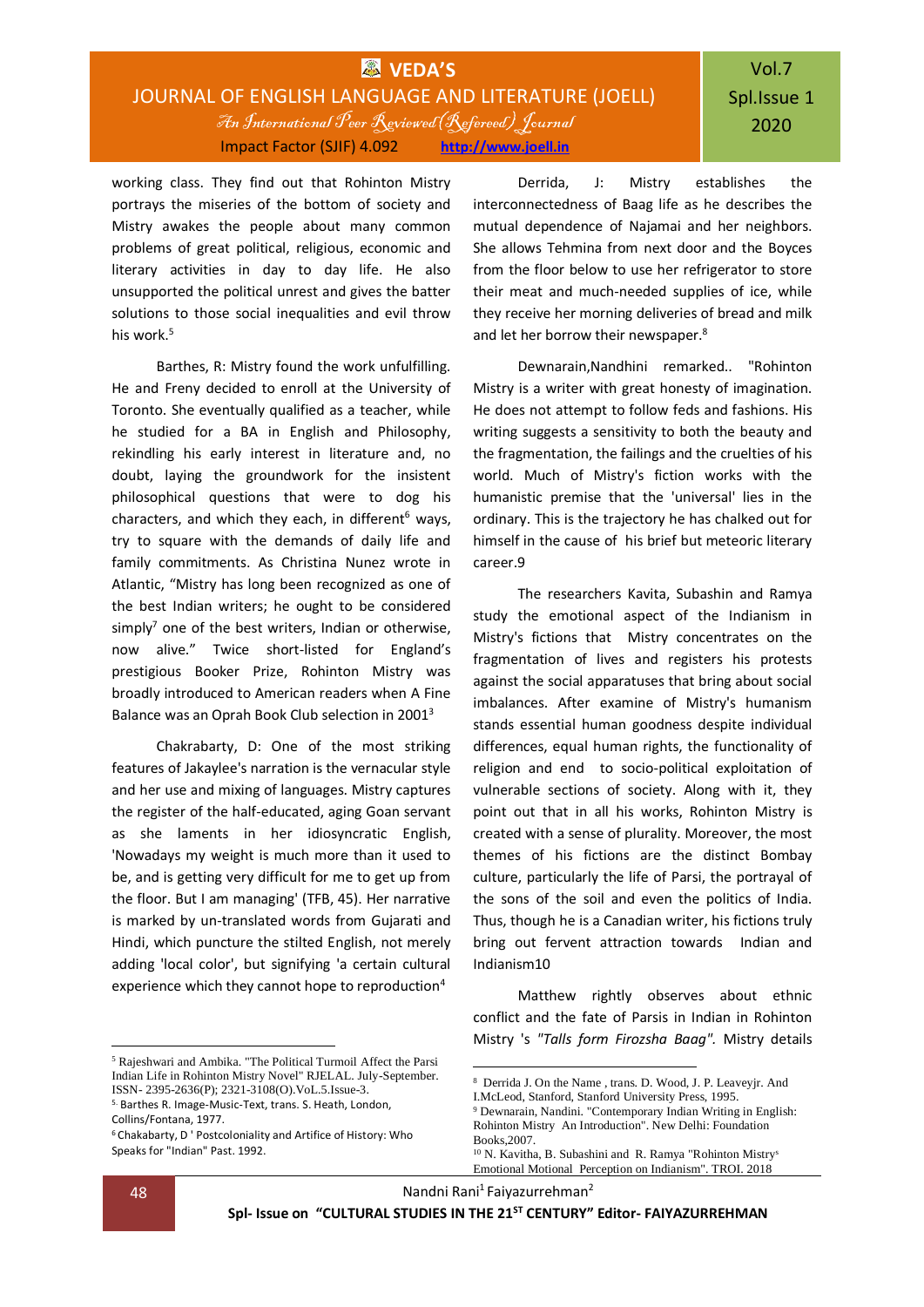working class. They find out that Rohinton Mistry portrays the miseries of the bottom of society and Mistry awakes the people about many common problems of great political, religious, economic and literary activities in day to day life. He also unsupported the political unrest and gives the batter solutions to those social inequalities and evil throw his work.[5]

Barthes, R: Mistry found the work unfulfilling. He and Freny decided to enroll at the University of Toronto. She eventually qualified as a teacher, while he studied for a BA in English and Philosophy, rekindling his early interest in literature and, no doubt, laying the groundwork for the insistent philosophical questions that were to dog his characters, and which they each, in different[6] ways, try to square with the demands of daily life and family commitments. As Christina Nunez wrote in Atlantic, "Mistry has long been recognized as one of the best Indian writers; he ought to be considered simply[7] one of the best writers, Indian or otherwise, now alive." Twice short-listed for England's prestigious Booker Prize, Rohinton Mistry was broadly introduced to American readers when A Fine Balance was an Oprah Book Club selection in 2001[3]

Chakrabarty, D: One of the most striking features of Jakaylee's narration is the vernacular style and her use and mixing of languages. Mistry captures the register of the half-educated, aging Goan servant as she laments in her idiosyncratic English, 'Nowadays my weight is much more than it used to be, and is getting very difficult for me to get up from the floor. But I am managing' (TFB, 45). Her narrative is marked by un-translated words from Gujarati and Hindi, which puncture the stilted English, not merely adding 'local color', but signifying 'a certain cultural experience which they cannot hope to reproduction[4]

Derrida, J: Mistry establishes the interconnectedness of Baag life as he describes the mutual dependence of Najamai and her neighbors. She allows Tehmina from next door and the Boyces from the floor below to use her refrigerator to store their meat and much-needed supplies of ice, while they receive her morning deliveries of bread and milk and let her borrow their newspaper.[8]

Dewnarain,Nandhini remarked.. "Rohinton Mistry is a writer with great honesty of imagination. He does not attempt to follow feds and fashions. His writing suggests a sensitivity to both the beauty and the fragmentation, the failings and the cruelties of his world. Much of Mistry's fiction works with the humanistic premise that the 'universal' lies in the ordinary. This is the trajectory he has chalked out for himself in the cause of his brief but meteoric literary career.9

The researchers Kavita, Subashin and Ramya study the emotional aspect of the Indianism in Mistry's fictions that Mistry concentrates on the fragmentation of lives and registers his protests against the social apparatuses that bring about social imbalances. After examine of Mistry's humanism stands essential human goodness despite individual differences, equal human rights, the functionality of religion and end to socio-political exploitation of vulnerable sections of society. Along with it, they point out that in all his works, Rohinton Mistry is created with a sense of plurality. Moreover, the most themes of his fictions are the distinct Bombay culture, particularly the life of Parsi, the portrayal of the sons of the soil and even the politics of India. Thus, though he is a Canadian writer, his fictions truly bring out fervent attraction towards Indian and Indianism10

Matthew rightly observes about ethnic conflict and the fate of Parsis in Indian in Rohinton Mistry 's *"Talls form Firozsha Baag".* Mistry details

---

[5] Rajeshwari and Ambika. "The Political Turmoil Affect the Parsi Indian Life in Rohinton Mistry Novel" RJELAL. July-September. ISSN- 2395-2636(P); 2321-3108(O).VoL.5.Issue-3.

[5] Barthes R. Image-Music-Text, trans. S. Heath, London, Collins/Fontana, 1977.

[6] Chakabarty, D ' Postcoloniality and Artifice of History: Who Speaks for "Indian" Past. 1992.

[8] Derrida J. On the Name , trans. D. Wood, J. P. Leaveyjr. And I.McLeod, Stanford, Stanford University Press, 1995.

[9] Dewnarain, Nandini. "Contemporary Indian Writing in English: Rohinton Mistry An Introduction". New Delhi: Foundation Books,2007.

[10] N. Kavitha, B. Subashini and R. Ramya "Rohinton Mistry's Emotional Motional Perception on Indianism". TROI. 2018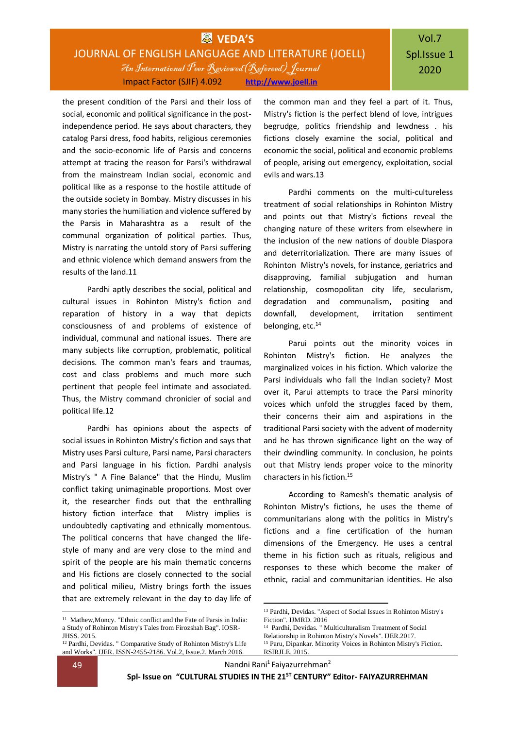the present condition of the Parsi and their loss of social, economic and political significance in the post-independence period. He says about characters, they catalog Parsi dress, food habits, religious ceremonies and the socio-economic life of Parsis and concerns attempt at tracing the reason for Parsi's withdrawal from the mainstream Indian social, economic and political like as a response to the hostile attitude of the outside society in Bombay. Mistry discusses in his many stories the humiliation and violence suffered by the Parsis in Maharashtra as a result of the communal organization of political parties. Thus, Mistry is narrating the untold story of Parsi suffering and ethnic violence which demand answers from the results of the land.11

Pardhi aptly describes the social, political and cultural issues in Rohinton Mistry's fiction and reparation of history in a way that depicts consciousness of and problems of existence of individual, communal and national issues. There are many subjects like corruption, problematic, political decisions. The common man's fears and traumas, cost and class problems and much more such pertinent that people feel intimate and associated. Thus, the Mistry command chronicler of social and political life.12

Pardhi has opinions about the aspects of social issues in Rohinton Mistry's fiction and says that Mistry uses Parsi culture, Parsi name, Parsi characters and Parsi language in his fiction. Pardhi analysis Mistry's " A Fine Balance" that the Hindu, Muslim conflict taking unimaginable proportions. Most over it, the researcher finds out that the enthralling history fiction interface that Mistry implies is undoubtedly captivating and ethnically momentous. The political concerns that have changed the life-style of many and are very close to the mind and spirit of the people are his main thematic concerns and His fictions are closely connected to the social and political milieu, Mistry brings forth the issues that are extremely relevant in the day to day life of the common man and they feel a part of it. Thus, Mistry's fiction is the perfect blend of love, intrigues begrudge, politics friendship and lewdness . his fictions closely examine the social, political and economic the social, political and economic problems of people, arising out emergency, exploitation, social evils and wars.13

Pardhi comments on the multi-cultureless treatment of social relationships in Rohinton Mistry and points out that Mistry's fictions reveal the changing nature of these writers from elsewhere in the inclusion of the new nations of double Diaspora and deterritorialization. There are many issues of Rohinton Mistry's novels, for instance, geriatrics and disapproving, familial subjugation and human relationship, cosmopolitan city life, secularism, degradation and communalism, positing and downfall, development, irritation sentiment belonging, etc.[14]

Parui points out the minority voices in Rohinton Mistry's fiction. He analyzes the marginalized voices in his fiction. Which valorize the Parsi individuals who fall the Indian society? Most over it, Parui attempts to trace the Parsi minority voices which unfold the struggles faced by them, their concerns their aim and aspirations in the traditional Parsi society with the advent of modernity and he has thrown significance light on the way of their dwindling community. In conclusion, he points out that Mistry lends proper voice to the minority characters in his fiction.[15]

According to Ramesh's thematic analysis of Rohinton Mistry's fictions, he uses the theme of communitarians along with the politics in Mistry's fictions and a fine certification of the human dimensions of the Emergency. He uses a central theme in his fiction such as rituals, religious and responses to these which become the maker of ethnic, racial and communitarian identities. He also

---

[11] Mathew,Moncy. "Ethnic conflict and the Fate of Parsis in India: a Study of Rohinton Mistry's Tales from Firozshah Bag". IOSR-JHSS. 2015.

[12] Pardhi, Devidas. " Comparative Study of Rohinton Mistry's Life and Works". IJER. ISSN-2455-2186. Vol.2, Issue.2. March 2016.

[13] Pardhi, Devidas. "Aspect of Social Issues in Rohinton Mistry's Fiction". IJMRD. 2016

[14] Pardhi, Devidas. " Multiculturalism Treatment of Social Relationship in Rohinton Mistry's Novels". IJER.2017.

[15] Paru, Dipankar. Minority Voices in Rohinton Mistry's Fiction. RSIRJLE. 2015.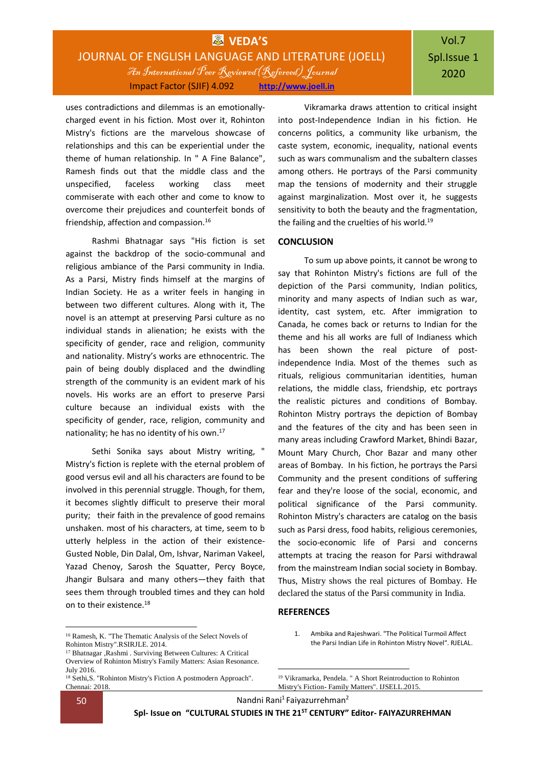uses contradictions and dilemmas is an emotionally-charged event in his fiction. Most over it, Rohinton Mistry's fictions are the marvelous showcase of relationships and this can be experiential under the theme of human relationship. In " A Fine Balance", Ramesh finds out that the middle class and the unspecified, faceless working class meet commiserate with each other and come to know to overcome their prejudices and counterfeit bonds of friendship, affection and compassion.[16]

Rashmi Bhatnagar says "His fiction is set against the backdrop of the socio-communal and religious ambiance of the Parsi community in India. As a Parsi, Mistry finds himself at the margins of Indian Society. He as a writer feels in hanging in between two different cultures. Along with it, The novel is an attempt at preserving Parsi culture as no individual stands in alienation; he exists with the specificity of gender, race and religion, community and nationality. Mistry's works are ethnocentric. The pain of being doubly displaced and the dwindling strength of the community is an evident mark of his novels. His works are an effort to preserve Parsi culture because an individual exists with the specificity of gender, race, religion, community and nationality; he has no identity of his own.[17]

Sethi Sonika says about Mistry writing, " Mistry's fiction is replete with the eternal problem of good versus evil and all his characters are found to be involved in this perennial struggle. Though, for them, it becomes slightly difficult to preserve their moral purity; their faith in the prevalence of good remains unshaken. most of his characters, at time, seem to b utterly helpless in the action of their existence-Gusted Noble, Din Dalal, Om, Ishvar, Nariman Vakeel, Yazad Chenoy, Sarosh the Squatter, Percy Boyce, Jhangir Bulsara and many others—they faith that sees them through troubled times and they can hold on to their existence.[18]

Vikramarka draws attention to critical insight into post-Independence Indian in his fiction. He concerns politics, a community like urbanism, the caste system, economic, inequality, national events such as wars communalism and the subaltern classes among others. He portrays of the Parsi community map the tensions of modernity and their struggle against marginalization. Most over it, he suggests sensitivity to both the beauty and the fragmentation, the failing and the cruelties of his world.[19]

## CONCLUSION

To sum up above points, it cannot be wrong to say that Rohinton Mistry's fictions are full of the depiction of the Parsi community, Indian politics, minority and many aspects of Indian such as war, identity, cast system, etc. After immigration to Canada, he comes back or returns to Indian for the theme and his all works are full of Indianess which has been shown the real picture of post-independence India. Most of the themes such as rituals, religious communitarian identities, human relations, the middle class, friendship, etc portrays the realistic pictures and conditions of Bombay. Rohinton Mistry portrays the depiction of Bombay and the features of the city and has been seen in many areas including Crawford Market, Bhindi Bazar, Mount Mary Church, Chor Bazar and many other areas of Bombay. In his fiction, he portrays the Parsi Community and the present conditions of suffering fear and they're loose of the social, economic, and political significance of the Parsi community. Rohinton Mistry's characters are catalog on the basis such as Parsi dress, food habits, religious ceremonies, the socio-economic life of Parsi and concerns attempts at tracing the reason for Parsi withdrawal from the mainstream Indian social society in Bombay. Thus, Mistry shows the real pictures of Bombay. He declared the status of the Parsi community in India.

## REFERENCES

1. Ambika and Rajeshwari. "The Political Turmoil Affect the Parsi Indian Life in Rohinton Mistry Novel". RJELAL.

---

[16] Ramesh, K. "The Thematic Analysis of the Select Novels of Rohinton Mistry".RSIRJLE. 2014.

[17] Bhatnagar ,Rashmi . Surviving Between Cultures: A Critical Overview of Rohinton Mistry's Family Matters: Asian Resonance. July 2016.

[18] Sethi,S. "Rohinton Mistry's Fiction A postmodern Approach". Chennai: 2018.

[19] Vikramarka, Pendela. " A Short Reintroduction to Rohinton Mistry's Fiction- Family Matters". IJSELL.2015.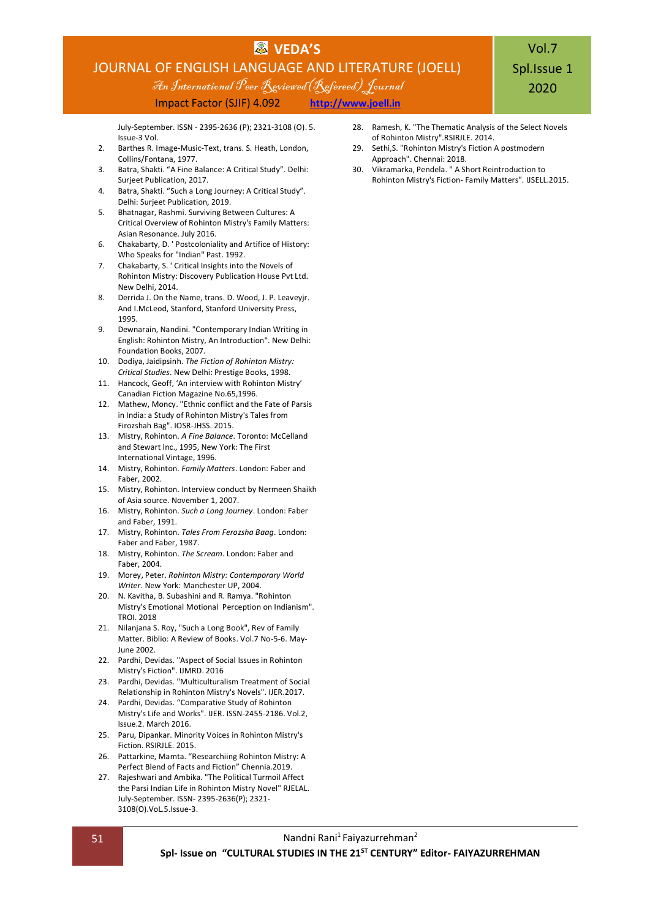July-September. ISSN - 2395-2636 (P); 2321-3108 (O). 5. Issue-3 Vol.

2. Barthes R. Image-Music-Text, trans. S. Heath, London, Collins/Fontana, 1977.
3. Batra, Shakti. "A Fine Balance: A Critical Study". Delhi: Surjeet Publication, 2017.
4. Batra, Shakti. "Such a Long Journey: A Critical Study". Delhi: Surjeet Publication, 2019.
5. Bhatnagar, Rashmi. Surviving Between Cultures: A Critical Overview of Rohinton Mistry's Family Matters: Asian Resonance. July 2016.
6. Chakabarty, D. ' Postcoloniality and Artifice of History: Who Speaks for "Indian" Past. 1992.
7. Chakabarty, S. ' Critical Insights into the Novels of Rohinton Mistry: Discovery Publication House Pvt Ltd. New Delhi, 2014.
8. Derrida J. On the Name, trans. D. Wood, J. P. Leaveyjr. And I.McLeod, Stanford, Stanford University Press, 1995.
9. Dewnarain, Nandini. "Contemporary Indian Writing in English: Rohinton Mistry, An Introduction". New Delhi: Foundation Books, 2007.
10. Dodiya, Jaidipsinh. *The Fiction of Rohinton Mistry: Critical Studies*. New Delhi: Prestige Books, 1998.
11. Hancock, Geoff, 'An interview with Rohinton Mistry' Canadian Fiction Magazine No.65,1996.
12. Mathew, Moncy. "Ethnic conflict and the Fate of Parsis in India: a Study of Rohinton Mistry's Tales from Firozshah Bag". IOSR-JHSS. 2015.
13. Mistry, Rohinton. *A Fine Balance*. Toronto: McCelland and Stewart Inc., 1995, New York: The First International Vintage, 1996.
14. Mistry, Rohinton. *Family Matters*. London: Faber and Faber, 2002.
15. Mistry, Rohinton. Interview conduct by Nermeen Shaikh of Asia source. November 1, 2007.
16. Mistry, Rohinton. *Such a Long Journey*. London: Faber and Faber, 1991.
17. Mistry, Rohinton. *Tales From Ferozsha Baag*. London: Faber and Faber, 1987.
18. Mistry, Rohinton. *The Scream*. London: Faber and Faber, 2004.
19. Morey, Peter. *Rohinton Mistry: Contemporary World Writer*. New York: Manchester UP, 2004.
20. N. Kavitha, B. Subashini and R. Ramya. "Rohinton Mistry's Emotional Motional Perception on Indianism". TROI. 2018
21. Nilanjana S. Roy, "Such a Long Book", Rev of Family Matter. Biblio: A Review of Books. Vol.7 No-5-6. May-June 2002.
22. Pardhi, Devidas. "Aspect of Social Issues in Rohinton Mistry's Fiction". IJMRD. 2016
23. Pardhi, Devidas. "Multiculturalism Treatment of Social Relationship in Rohinton Mistry's Novels". IJER.2017.
24. Pardhi, Devidas. "Comparative Study of Rohinton Mistry's Life and Works". IJER. ISSN-2455-2186. Vol.2, Issue.2. March 2016.
25. Paru, Dipankar. Minority Voices in Rohinton Mistry's Fiction. RSIRJLE. 2015.
26. Pattarkine, Mamta. "Researchiing Rohinton Mistry: A Perfect Blend of Facts and Fiction" Chennia.2019.
27. Rajeshwari and Ambika. "The Political Turmoil Affect the Parsi Indian Life in Rohinton Mistry Novel" RJELAL. July-September. ISSN- 2395-2636(P); 2321-3108(O).VoL.5.Issue-3.
28. Ramesh, K. "The Thematic Analysis of the Select Novels of Rohinton Mistry".RSIRJLE. 2014.
29. Sethi,S. "Rohinton Mistry's Fiction A postmodern Approach". Chennai: 2018.
30. Vikramarka, Pendela. " A Short Reintroduction to Rohinton Mistry's Fiction- Family Matters". IJSELL.2015.